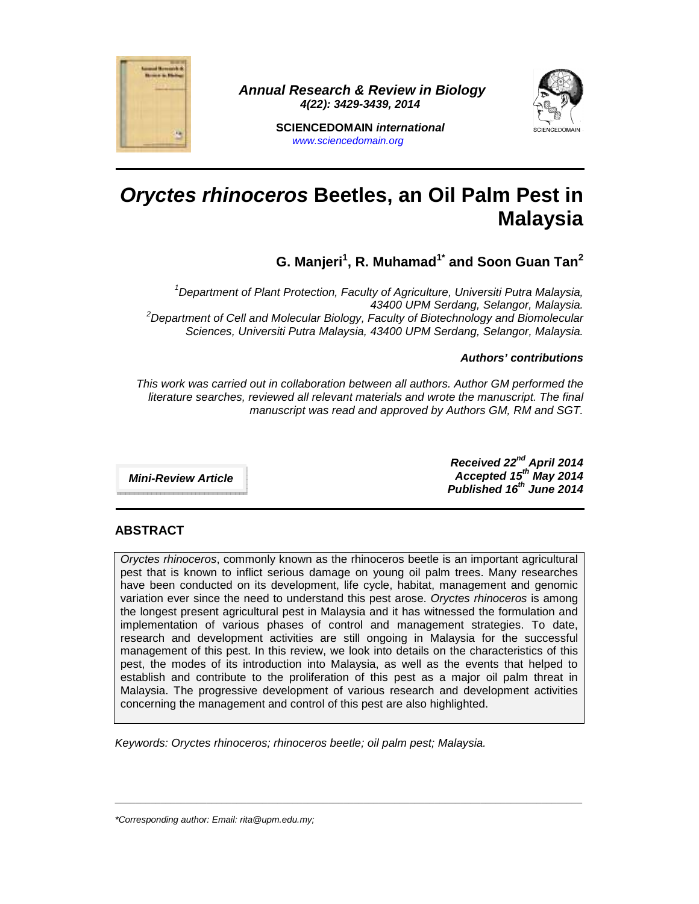# *Oryctes rhinoceros* Beetles, an Oil Palm Pest in Malaysia

**G. Manjeri[1], R. Muhamad[1*] and Soon Guan Tan[2]**

*[1]Department of Plant Protection, Faculty of Agriculture, Universiti Putra Malaysia, 43400 UPM Serdang, Selangor, Malaysia.*
*[2]Department of Cell and Molecular Biology, Faculty of Biotechnology and Biomolecular Sciences, Universiti Putra Malaysia, 43400 UPM Serdang, Selangor, Malaysia.*

***Authors' contributions***

*This work was carried out in collaboration between all authors. Author GM performed the literature searches, reviewed all relevant materials and wrote the manuscript. The final manuscript was read and approved by Authors GM, RM and SGT.*

***Mini-Review Article***

***Received 22nd April 2014***
***Accepted 15th May 2014***
***Published 16th June 2014***

## ABSTRACT

*Oryctes rhinoceros*, commonly known as the rhinoceros beetle is an important agricultural pest that is known to inflict serious damage on young oil palm trees. Many researches have been conducted on its development, life cycle, habitat, management and genomic variation ever since the need to understand this pest arose. *Oryctes rhinoceros* is among the longest present agricultural pest in Malaysia and it has witnessed the formulation and implementation of various phases of control and management strategies. To date, research and development activities are still ongoing in Malaysia for the successful management of this pest. In this review, we look into details on the characteristics of this pest, the modes of its introduction into Malaysia, as well as the events that helped to establish and contribute to the proliferation of this pest as a major oil palm threat in Malaysia. The progressive development of various research and development activities concerning the management and control of this pest are also highlighted.

*Keywords: Oryctes rhinoceros; rhinoceros beetle; oil palm pest; Malaysia.*

*\*Corresponding author: Email: rita@upm.edu.my;*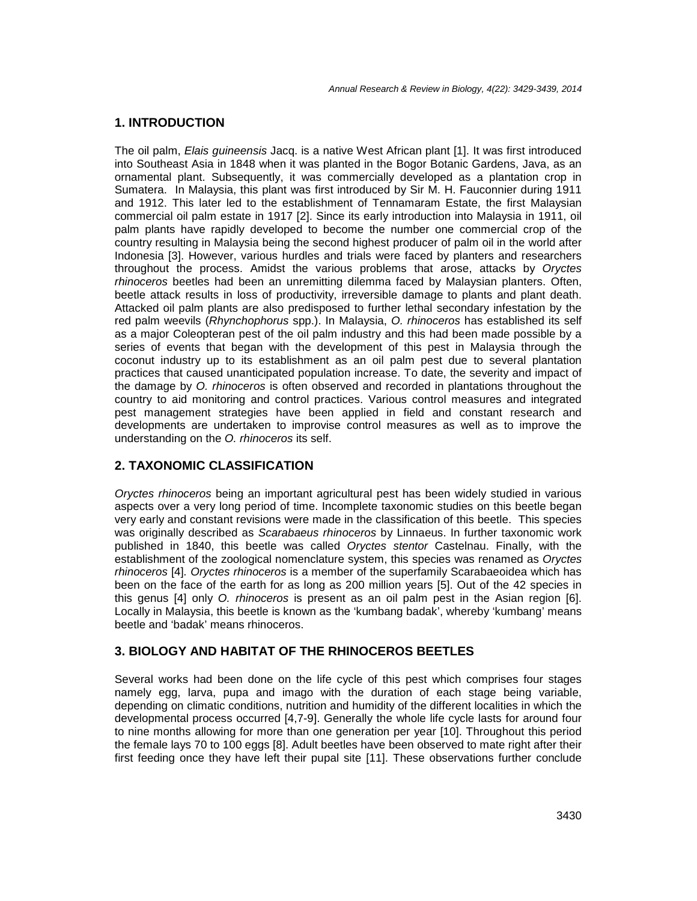## 1. INTRODUCTION

The oil palm, *Elais guineensis* Jacq. is a native West African plant [1]. It was first introduced into Southeast Asia in 1848 when it was planted in the Bogor Botanic Gardens, Java, as an ornamental plant. Subsequently, it was commercially developed as a plantation crop in Sumatera. In Malaysia, this plant was first introduced by Sir M. H. Fauconnier during 1911 and 1912. This later led to the establishment of Tennamaram Estate, the first Malaysian commercial oil palm estate in 1917 [2]. Since its early introduction into Malaysia in 1911, oil palm plants have rapidly developed to become the number one commercial crop of the country resulting in Malaysia being the second highest producer of palm oil in the world after Indonesia [3]. However, various hurdles and trials were faced by planters and researchers throughout the process. Amidst the various problems that arose, attacks by *Oryctes rhinoceros* beetles had been an unremitting dilemma faced by Malaysian planters. Often, beetle attack results in loss of productivity, irreversible damage to plants and plant death. Attacked oil palm plants are also predisposed to further lethal secondary infestation by the red palm weevils (*Rhynchophorus* spp.). In Malaysia, *O. rhinoceros* has established its self as a major Coleopteran pest of the oil palm industry and this had been made possible by a series of events that began with the development of this pest in Malaysia through the coconut industry up to its establishment as an oil palm pest due to several plantation practices that caused unanticipated population increase. To date, the severity and impact of the damage by *O. rhinoceros* is often observed and recorded in plantations throughout the country to aid monitoring and control practices. Various control measures and integrated pest management strategies have been applied in field and constant research and developments are undertaken to improvise control measures as well as to improve the understanding on the *O. rhinoceros* its self.

## 2. TAXONOMIC CLASSIFICATION

*Oryctes rhinoceros* being an important agricultural pest has been widely studied in various aspects over a very long period of time. Incomplete taxonomic studies on this beetle began very early and constant revisions were made in the classification of this beetle. This species was originally described as *Scarabaeus rhinoceros* by Linnaeus. In further taxonomic work published in 1840, this beetle was called *Oryctes stentor* Castelnau. Finally, with the establishment of the zoological nomenclature system, this species was renamed as *Oryctes rhinoceros* [4]. *Oryctes rhinoceros* is a member of the superfamily Scarabaeoidea which has been on the face of the earth for as long as 200 million years [5]. Out of the 42 species in this genus [4] only *O. rhinoceros* is present as an oil palm pest in the Asian region [6]. Locally in Malaysia, this beetle is known as the 'kumbang badak', whereby 'kumbang' means beetle and 'badak' means rhinoceros.

## 3. BIOLOGY AND HABITAT OF THE RHINOCEROS BEETLES

Several works had been done on the life cycle of this pest which comprises four stages namely egg, larva, pupa and imago with the duration of each stage being variable, depending on climatic conditions, nutrition and humidity of the different localities in which the developmental process occurred [4,7-9]. Generally the whole life cycle lasts for around four to nine months allowing for more than one generation per year [10]. Throughout this period the female lays 70 to 100 eggs [8]. Adult beetles have been observed to mate right after their first feeding once they have left their pupal site [11]. These observations further conclude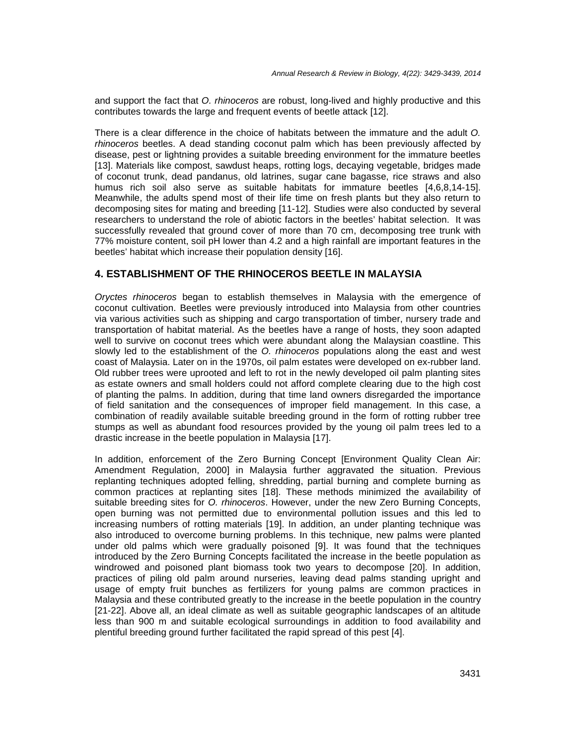and support the fact that *O. rhinoceros* are robust, long-lived and highly productive and this contributes towards the large and frequent events of beetle attack [12].

There is a clear difference in the choice of habitats between the immature and the adult *O. rhinoceros* beetles. A dead standing coconut palm which has been previously affected by disease, pest or lightning provides a suitable breeding environment for the immature beetles [13]. Materials like compost, sawdust heaps, rotting logs, decaying vegetable, bridges made of coconut trunk, dead pandanus, old latrines, sugar cane bagasse, rice straws and also humus rich soil also serve as suitable habitats for immature beetles [4,6,8,14-15]. Meanwhile, the adults spend most of their life time on fresh plants but they also return to decomposing sites for mating and breeding [11-12]. Studies were also conducted by several researchers to understand the role of abiotic factors in the beetles' habitat selection. It was successfully revealed that ground cover of more than 70 cm, decomposing tree trunk with 77% moisture content, soil pH lower than 4.2 and a high rainfall are important features in the beetles' habitat which increase their population density [16].

## 4. ESTABLISHMENT OF THE RHINOCEROS BEETLE IN MALAYSIA

*Oryctes rhinoceros* began to establish themselves in Malaysia with the emergence of coconut cultivation. Beetles were previously introduced into Malaysia from other countries via various activities such as shipping and cargo transportation of timber, nursery trade and transportation of habitat material. As the beetles have a range of hosts, they soon adapted well to survive on coconut trees which were abundant along the Malaysian coastline. This slowly led to the establishment of the *O. rhinoceros* populations along the east and west coast of Malaysia. Later on in the 1970s, oil palm estates were developed on ex-rubber land. Old rubber trees were uprooted and left to rot in the newly developed oil palm planting sites as estate owners and small holders could not afford complete clearing due to the high cost of planting the palms. In addition, during that time land owners disregarded the importance of field sanitation and the consequences of improper field management. In this case, a combination of readily available suitable breeding ground in the form of rotting rubber tree stumps as well as abundant food resources provided by the young oil palm trees led to a drastic increase in the beetle population in Malaysia [17].

In addition, enforcement of the Zero Burning Concept [Environment Quality Clean Air: Amendment Regulation, 2000] in Malaysia further aggravated the situation. Previous replanting techniques adopted felling, shredding, partial burning and complete burning as common practices at replanting sites [18]. These methods minimized the availability of suitable breeding sites for *O. rhinoceros*. However, under the new Zero Burning Concepts, open burning was not permitted due to environmental pollution issues and this led to increasing numbers of rotting materials [19]. In addition, an under planting technique was also introduced to overcome burning problems. In this technique, new palms were planted under old palms which were gradually poisoned [9]. It was found that the techniques introduced by the Zero Burning Concepts facilitated the increase in the beetle population as windrowed and poisoned plant biomass took two years to decompose [20]. In addition, practices of piling old palm around nurseries, leaving dead palms standing upright and usage of empty fruit bunches as fertilizers for young palms are common practices in Malaysia and these contributed greatly to the increase in the beetle population in the country [21-22]. Above all, an ideal climate as well as suitable geographic landscapes of an altitude less than 900 m and suitable ecological surroundings in addition to food availability and plentiful breeding ground further facilitated the rapid spread of this pest [4].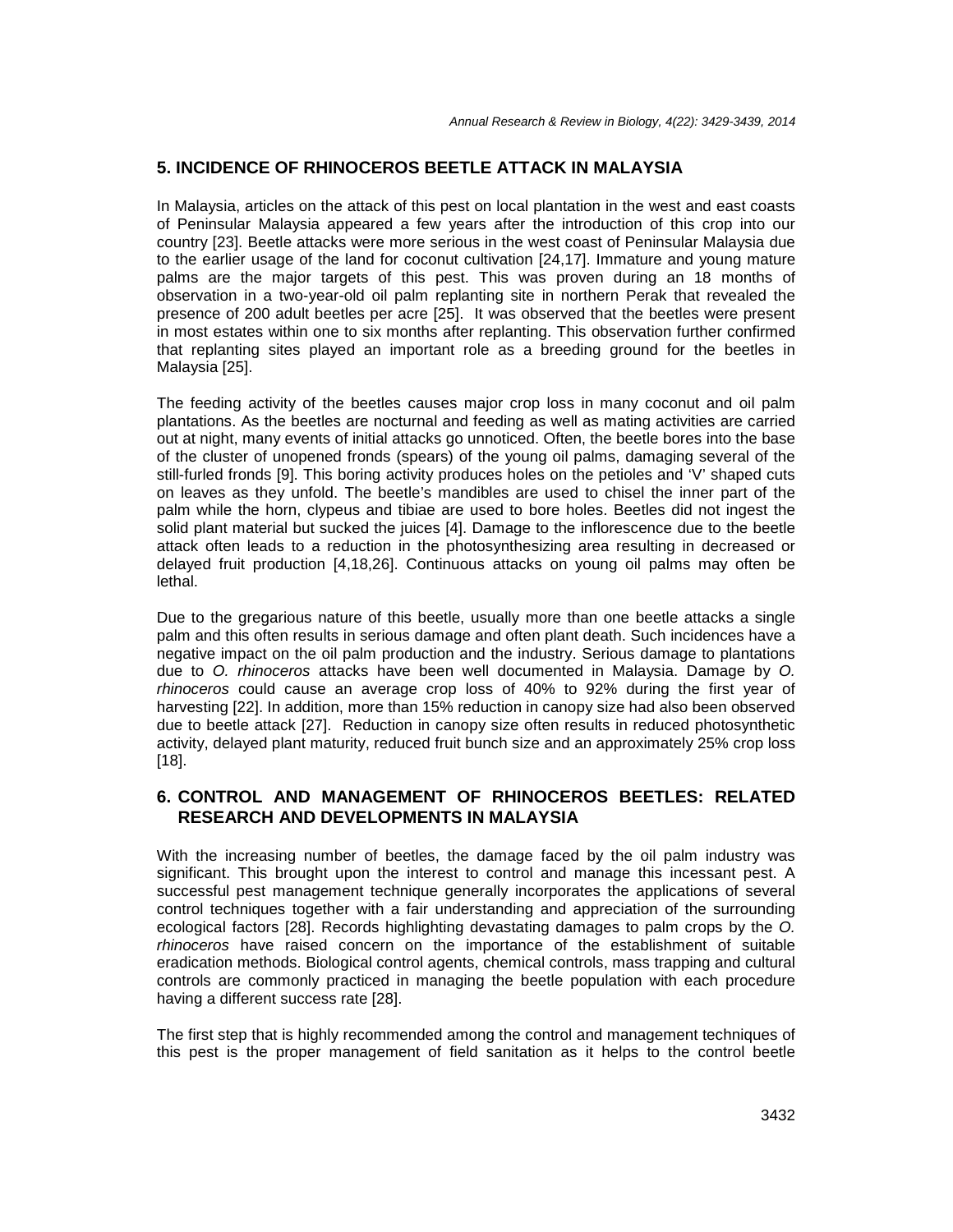## 5. INCIDENCE OF RHINOCEROS BEETLE ATTACK IN MALAYSIA

In Malaysia, articles on the attack of this pest on local plantation in the west and east coasts of Peninsular Malaysia appeared a few years after the introduction of this crop into our country [23]. Beetle attacks were more serious in the west coast of Peninsular Malaysia due to the earlier usage of the land for coconut cultivation [24,17]. Immature and young mature palms are the major targets of this pest. This was proven during an 18 months of observation in a two-year-old oil palm replanting site in northern Perak that revealed the presence of 200 adult beetles per acre [25]. It was observed that the beetles were present in most estates within one to six months after replanting. This observation further confirmed that replanting sites played an important role as a breeding ground for the beetles in Malaysia [25].

The feeding activity of the beetles causes major crop loss in many coconut and oil palm plantations. As the beetles are nocturnal and feeding as well as mating activities are carried out at night, many events of initial attacks go unnoticed. Often, the beetle bores into the base of the cluster of unopened fronds (spears) of the young oil palms, damaging several of the still-furled fronds [9]. This boring activity produces holes on the petioles and 'V' shaped cuts on leaves as they unfold. The beetle's mandibles are used to chisel the inner part of the palm while the horn, clypeus and tibiae are used to bore holes. Beetles did not ingest the solid plant material but sucked the juices [4]. Damage to the inflorescence due to the beetle attack often leads to a reduction in the photosynthesizing area resulting in decreased or delayed fruit production [4,18,26]. Continuous attacks on young oil palms may often be lethal.

Due to the gregarious nature of this beetle, usually more than one beetle attacks a single palm and this often results in serious damage and often plant death. Such incidences have a negative impact on the oil palm production and the industry. Serious damage to plantations due to *O. rhinoceros* attacks have been well documented in Malaysia. Damage by *O. rhinoceros* could cause an average crop loss of 40% to 92% during the first year of harvesting [22]. In addition, more than 15% reduction in canopy size had also been observed due to beetle attack [27]. Reduction in canopy size often results in reduced photosynthetic activity, delayed plant maturity, reduced fruit bunch size and an approximately 25% crop loss [18].

## 6. CONTROL AND MANAGEMENT OF RHINOCEROS BEETLES: RELATED RESEARCH AND DEVELOPMENTS IN MALAYSIA

With the increasing number of beetles, the damage faced by the oil palm industry was significant. This brought upon the interest to control and manage this incessant pest. A successful pest management technique generally incorporates the applications of several control techniques together with a fair understanding and appreciation of the surrounding ecological factors [28]. Records highlighting devastating damages to palm crops by the *O. rhinoceros* have raised concern on the importance of the establishment of suitable eradication methods. Biological control agents, chemical controls, mass trapping and cultural controls are commonly practiced in managing the beetle population with each procedure having a different success rate [28].

The first step that is highly recommended among the control and management techniques of this pest is the proper management of field sanitation as it helps to the control beetle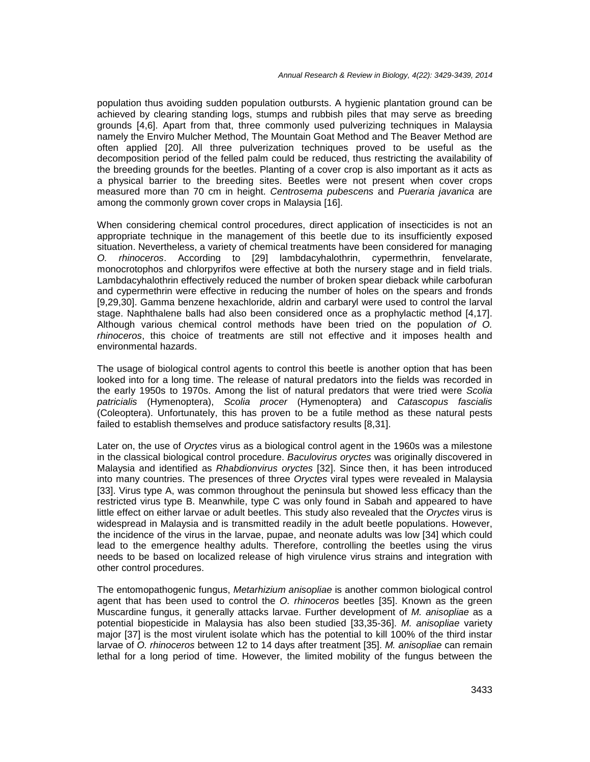population thus avoiding sudden population outbursts. A hygienic plantation ground can be achieved by clearing standing logs, stumps and rubbish piles that may serve as breeding grounds [4,6]. Apart from that, three commonly used pulverizing techniques in Malaysia namely the Enviro Mulcher Method, The Mountain Goat Method and The Beaver Method are often applied [20]. All three pulverization techniques proved to be useful as the decomposition period of the felled palm could be reduced, thus restricting the availability of the breeding grounds for the beetles. Planting of a cover crop is also important as it acts as a physical barrier to the breeding sites. Beetles were not present when cover crops measured more than 70 cm in height. *Centrosema pubescens* and *Pueraria javanica* are among the commonly grown cover crops in Malaysia [16].

When considering chemical control procedures, direct application of insecticides is not an appropriate technique in the management of this beetle due to its insufficiently exposed situation. Nevertheless, a variety of chemical treatments have been considered for managing *O. rhinoceros*. According to [29] lambdacyhalothrin, cypermethrin, fenvelarate, monocrotophos and chlorpyrifos were effective at both the nursery stage and in field trials. Lambdacyhalothrin effectively reduced the number of broken spear dieback while carbofuran and cypermethrin were effective in reducing the number of holes on the spears and fronds [9,29,30]. Gamma benzene hexachloride, aldrin and carbaryl were used to control the larval stage. Naphthalene balls had also been considered once as a prophylactic method [4,17]. Although various chemical control methods have been tried on the population *of O. rhinoceros*, this choice of treatments are still not effective and it imposes health and environmental hazards.

The usage of biological control agents to control this beetle is another option that has been looked into for a long time. The release of natural predators into the fields was recorded in the early 1950s to 1970s. Among the list of natural predators that were tried were *Scolia patricialis* (Hymenoptera), *Scolia procer* (Hymenoptera) and *Catascopus fascialis* (Coleoptera). Unfortunately, this has proven to be a futile method as these natural pests failed to establish themselves and produce satisfactory results [8,31].

Later on, the use of *Oryctes* virus as a biological control agent in the 1960s was a milestone in the classical biological control procedure. *Baculovirus oryctes* was originally discovered in Malaysia and identified as *Rhabdionvirus oryctes* [32]. Since then, it has been introduced into many countries. The presences of three *Oryctes* viral types were revealed in Malaysia [33]. Virus type A, was common throughout the peninsula but showed less efficacy than the restricted virus type B. Meanwhile, type C was only found in Sabah and appeared to have little effect on either larvae or adult beetles. This study also revealed that the *Oryctes* virus is widespread in Malaysia and is transmitted readily in the adult beetle populations. However, the incidence of the virus in the larvae, pupae, and neonate adults was low [34] which could lead to the emergence healthy adults. Therefore, controlling the beetles using the virus needs to be based on localized release of high virulence virus strains and integration with other control procedures.

The entomopathogenic fungus, *Metarhizium anisopliae* is another common biological control agent that has been used to control the *O. rhinoceros* beetles [35]. Known as the green Muscardine fungus, it generally attacks larvae. Further development of *M. anisopliae* as a potential biopesticide in Malaysia has also been studied [33,35-36]. *M. anisopliae* variety major [37] is the most virulent isolate which has the potential to kill 100% of the third instar larvae of *O. rhinoceros* between 12 to 14 days after treatment [35]. *M. anisopliae* can remain lethal for a long period of time. However, the limited mobility of the fungus between the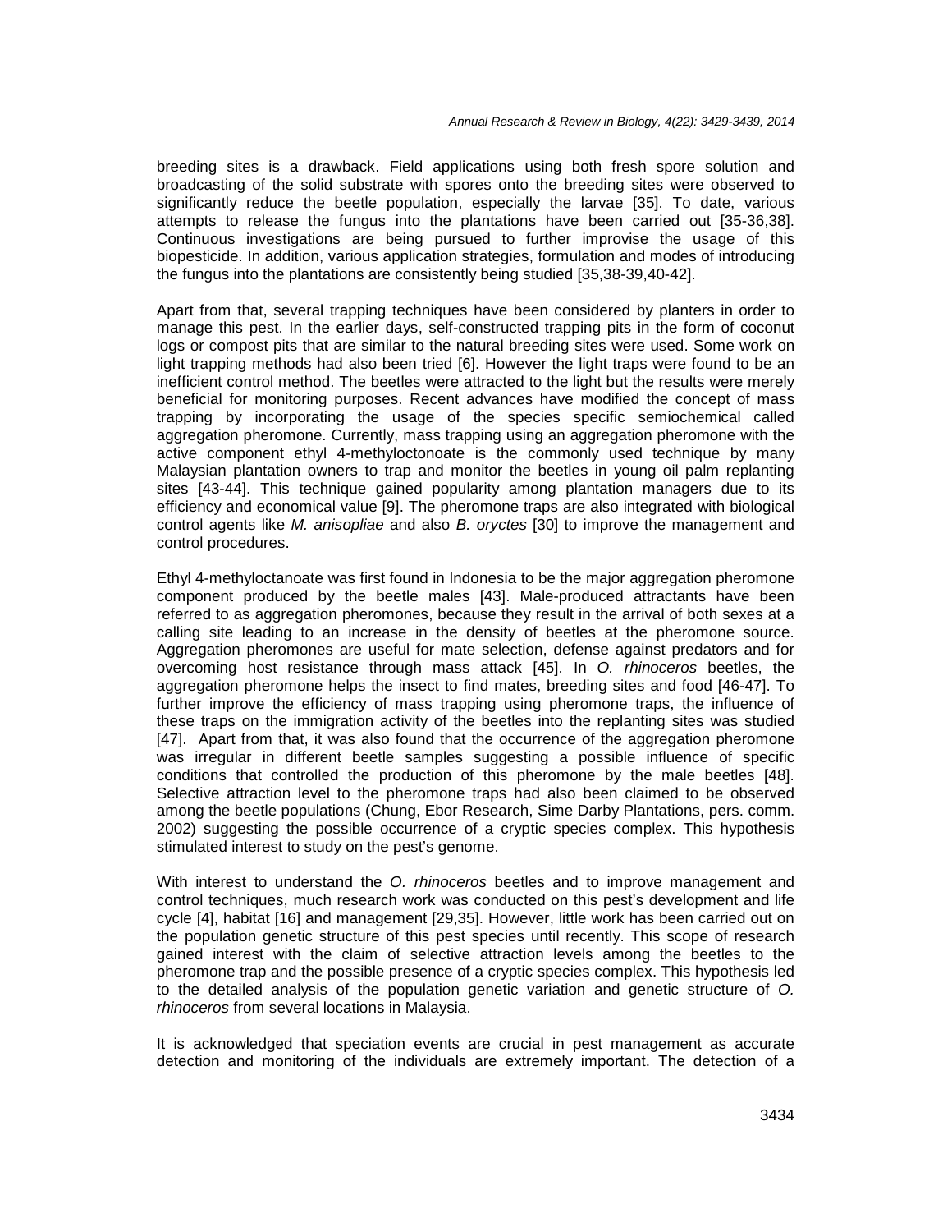breeding sites is a drawback. Field applications using both fresh spore solution and broadcasting of the solid substrate with spores onto the breeding sites were observed to significantly reduce the beetle population, especially the larvae [35]. To date, various attempts to release the fungus into the plantations have been carried out [35-36,38]. Continuous investigations are being pursued to further improvise the usage of this biopesticide. In addition, various application strategies, formulation and modes of introducing the fungus into the plantations are consistently being studied [35,38-39,40-42].

Apart from that, several trapping techniques have been considered by planters in order to manage this pest. In the earlier days, self-constructed trapping pits in the form of coconut logs or compost pits that are similar to the natural breeding sites were used. Some work on light trapping methods had also been tried [6]. However the light traps were found to be an inefficient control method. The beetles were attracted to the light but the results were merely beneficial for monitoring purposes. Recent advances have modified the concept of mass trapping by incorporating the usage of the species specific semiochemical called aggregation pheromone. Currently, mass trapping using an aggregation pheromone with the active component ethyl 4-methyloctonoate is the commonly used technique by many Malaysian plantation owners to trap and monitor the beetles in young oil palm replanting sites [43-44]. This technique gained popularity among plantation managers due to its efficiency and economical value [9]. The pheromone traps are also integrated with biological control agents like *M. anisopliae* and also *B. oryctes* [30] to improve the management and control procedures.

Ethyl 4-methyloctanoate was first found in Indonesia to be the major aggregation pheromone component produced by the beetle males [43]. Male-produced attractants have been referred to as aggregation pheromones, because they result in the arrival of both sexes at a calling site leading to an increase in the density of beetles at the pheromone source. Aggregation pheromones are useful for mate selection, defense against predators and for overcoming host resistance through mass attack [45]. In *O. rhinoceros* beetles, the aggregation pheromone helps the insect to find mates, breeding sites and food [46-47]. To further improve the efficiency of mass trapping using pheromone traps, the influence of these traps on the immigration activity of the beetles into the replanting sites was studied [47]. Apart from that, it was also found that the occurrence of the aggregation pheromone was irregular in different beetle samples suggesting a possible influence of specific conditions that controlled the production of this pheromone by the male beetles [48]. Selective attraction level to the pheromone traps had also been claimed to be observed among the beetle populations (Chung, Ebor Research, Sime Darby Plantations, pers. comm. 2002) suggesting the possible occurrence of a cryptic species complex. This hypothesis stimulated interest to study on the pest's genome.

With interest to understand the *O. rhinoceros* beetles and to improve management and control techniques, much research work was conducted on this pest's development and life cycle [4], habitat [16] and management [29,35]. However, little work has been carried out on the population genetic structure of this pest species until recently. This scope of research gained interest with the claim of selective attraction levels among the beetles to the pheromone trap and the possible presence of a cryptic species complex. This hypothesis led to the detailed analysis of the population genetic variation and genetic structure of *O. rhinoceros* from several locations in Malaysia.

It is acknowledged that speciation events are crucial in pest management as accurate detection and monitoring of the individuals are extremely important. The detection of a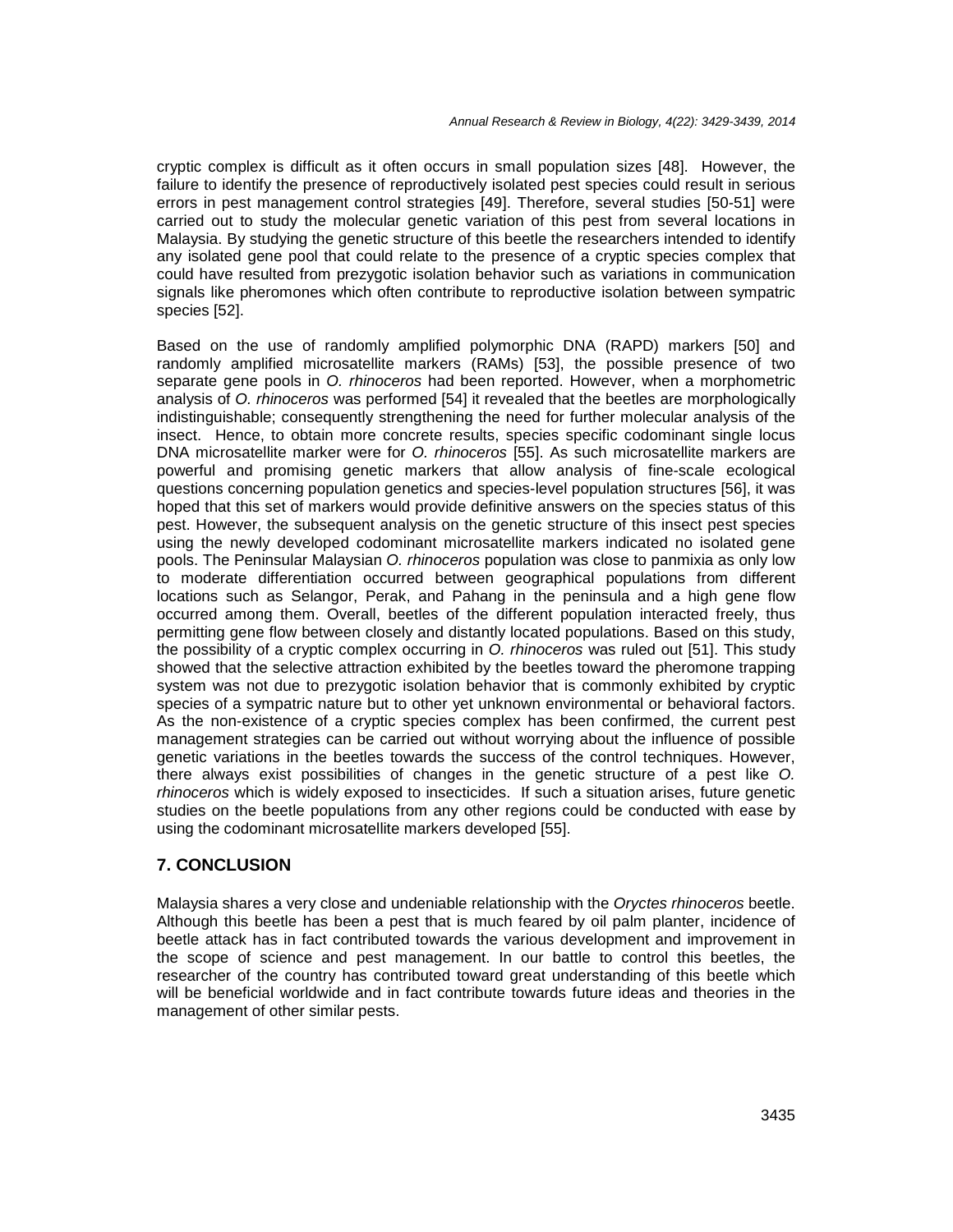cryptic complex is difficult as it often occurs in small population sizes [48]. However, the failure to identify the presence of reproductively isolated pest species could result in serious errors in pest management control strategies [49]. Therefore, several studies [50-51] were carried out to study the molecular genetic variation of this pest from several locations in Malaysia. By studying the genetic structure of this beetle the researchers intended to identify any isolated gene pool that could relate to the presence of a cryptic species complex that could have resulted from prezygotic isolation behavior such as variations in communication signals like pheromones which often contribute to reproductive isolation between sympatric species [52].

Based on the use of randomly amplified polymorphic DNA (RAPD) markers [50] and randomly amplified microsatellite markers (RAMs) [53], the possible presence of two separate gene pools in *O. rhinoceros* had been reported. However, when a morphometric analysis of *O. rhinoceros* was performed [54] it revealed that the beetles are morphologically indistinguishable; consequently strengthening the need for further molecular analysis of the insect. Hence, to obtain more concrete results, species specific codominant single locus DNA microsatellite marker were for *O. rhinoceros* [55]. As such microsatellite markers are powerful and promising genetic markers that allow analysis of fine-scale ecological questions concerning population genetics and species-level population structures [56], it was hoped that this set of markers would provide definitive answers on the species status of this pest. However, the subsequent analysis on the genetic structure of this insect pest species using the newly developed codominant microsatellite markers indicated no isolated gene pools. The Peninsular Malaysian *O. rhinoceros* population was close to panmixia as only low to moderate differentiation occurred between geographical populations from different locations such as Selangor, Perak, and Pahang in the peninsula and a high gene flow occurred among them. Overall, beetles of the different population interacted freely, thus permitting gene flow between closely and distantly located populations. Based on this study, the possibility of a cryptic complex occurring in *O. rhinoceros* was ruled out [51]. This study showed that the selective attraction exhibited by the beetles toward the pheromone trapping system was not due to prezygotic isolation behavior that is commonly exhibited by cryptic species of a sympatric nature but to other yet unknown environmental or behavioral factors. As the non-existence of a cryptic species complex has been confirmed, the current pest management strategies can be carried out without worrying about the influence of possible genetic variations in the beetles towards the success of the control techniques. However, there always exist possibilities of changes in the genetic structure of a pest like *O. rhinoceros* which is widely exposed to insecticides. If such a situation arises, future genetic studies on the beetle populations from any other regions could be conducted with ease by using the codominant microsatellite markers developed [55].

## 7. CONCLUSION

Malaysia shares a very close and undeniable relationship with the *Oryctes rhinoceros* beetle. Although this beetle has been a pest that is much feared by oil palm planter, incidence of beetle attack has in fact contributed towards the various development and improvement in the scope of science and pest management. In our battle to control this beetles, the researcher of the country has contributed toward great understanding of this beetle which will be beneficial worldwide and in fact contribute towards future ideas and theories in the management of other similar pests.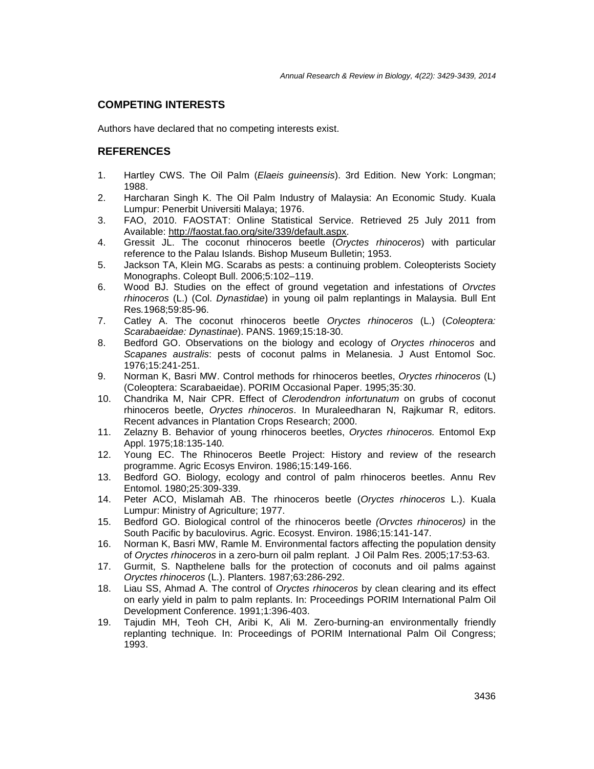## COMPETING INTERESTS

Authors have declared that no competing interests exist.

## REFERENCES

1. Hartley CWS. The Oil Palm (*Elaeis guineensis*). 3rd Edition. New York: Longman; 1988.
2. Harcharan Singh K. The Oil Palm Industry of Malaysia: An Economic Study. Kuala Lumpur: Penerbit Universiti Malaya; 1976.
3. FAO, 2010. FAOSTAT: Online Statistical Service. Retrieved 25 July 2011 from Available: http://faostat.fao.org/site/339/default.aspx.
4. Gressit JL. The coconut rhinoceros beetle (*Oryctes rhinoceros*) with particular reference to the Palau Islands. Bishop Museum Bulletin; 1953.
5. Jackson TA, Klein MG. Scarabs as pests: a continuing problem. Coleopterists Society Monographs. Coleopt Bull. 2006;5:102–119.
6. Wood BJ. Studies on the effect of ground vegetation and infestations of *Orvctes rhinoceros* (L.) (Col. *Dynastidae*) in young oil palm replantings in Malaysia. Bull Ent Res.1968;59:85-96.
7. Catley A. The coconut rhinoceros beetle *Oryctes rhinoceros* (L.) (*Coleoptera: Scarabaeidae: Dynastinae*). PANS. 1969;15:18-30.
8. Bedford GO. Observations on the biology and ecology of *Oryctes rhinoceros* and *Scapanes australis*: pests of coconut palms in Melanesia. J Aust Entomol Soc. 1976;15:241-251.
9. Norman K, Basri MW. Control methods for rhinoceros beetles, *Oryctes rhinoceros* (L) (Coleoptera: Scarabaeidae). PORIM Occasional Paper. 1995;35:30.
10. Chandrika M, Nair CPR. Effect of *Clerodendron infortunatum* on grubs of coconut rhinoceros beetle, *Oryctes rhinoceros*. In Muraleedharan N, Rajkumar R, editors. Recent advances in Plantation Crops Research; 2000.
11. Zelazny B. Behavior of young rhinoceros beetles, *Oryctes rhinoceros.* Entomol Exp Appl. 1975;18:135-140*.*
12. Young EC. The Rhinoceros Beetle Project: History and review of the research programme. Agric Ecosys Environ. 1986;15:149-166.
13. Bedford GO. Biology, ecology and control of palm rhinoceros beetles. Annu Rev Entomol. 1980;25:309-339.
14. Peter ACO, Mislamah AB. The rhinoceros beetle (*Oryctes rhinoceros* L.). Kuala Lumpur: Ministry of Agriculture; 1977.
15. Bedford GO. Biological control of the rhinoceros beetle *(Orvctes rhinoceros)* in the South Pacific by baculovirus. Agric. Ecosyst. Environ. 1986;15:141-147.
16. Norman K, Basri MW, Ramle M. Environmental factors affecting the population density of *Oryctes rhinoceros* in a zero-burn oil palm replant. J Oil Palm Res. 2005;17:53-63.
17. Gurmit, S. Napthelene balls for the protection of coconuts and oil palms against *Oryctes rhinoceros* (L.). Planters. 1987;63:286-292.
18. Liau SS, Ahmad A. The control of *Oryctes rhinoceros* by clean clearing and its effect on early yield in palm to palm replants. In: Proceedings PORIM International Palm Oil Development Conference. 1991;1:396-403.
19. Tajudin MH, Teoh CH, Aribi K, Ali M. Zero-burning-an environmentally friendly replanting technique. In: Proceedings of PORIM International Palm Oil Congress; 1993.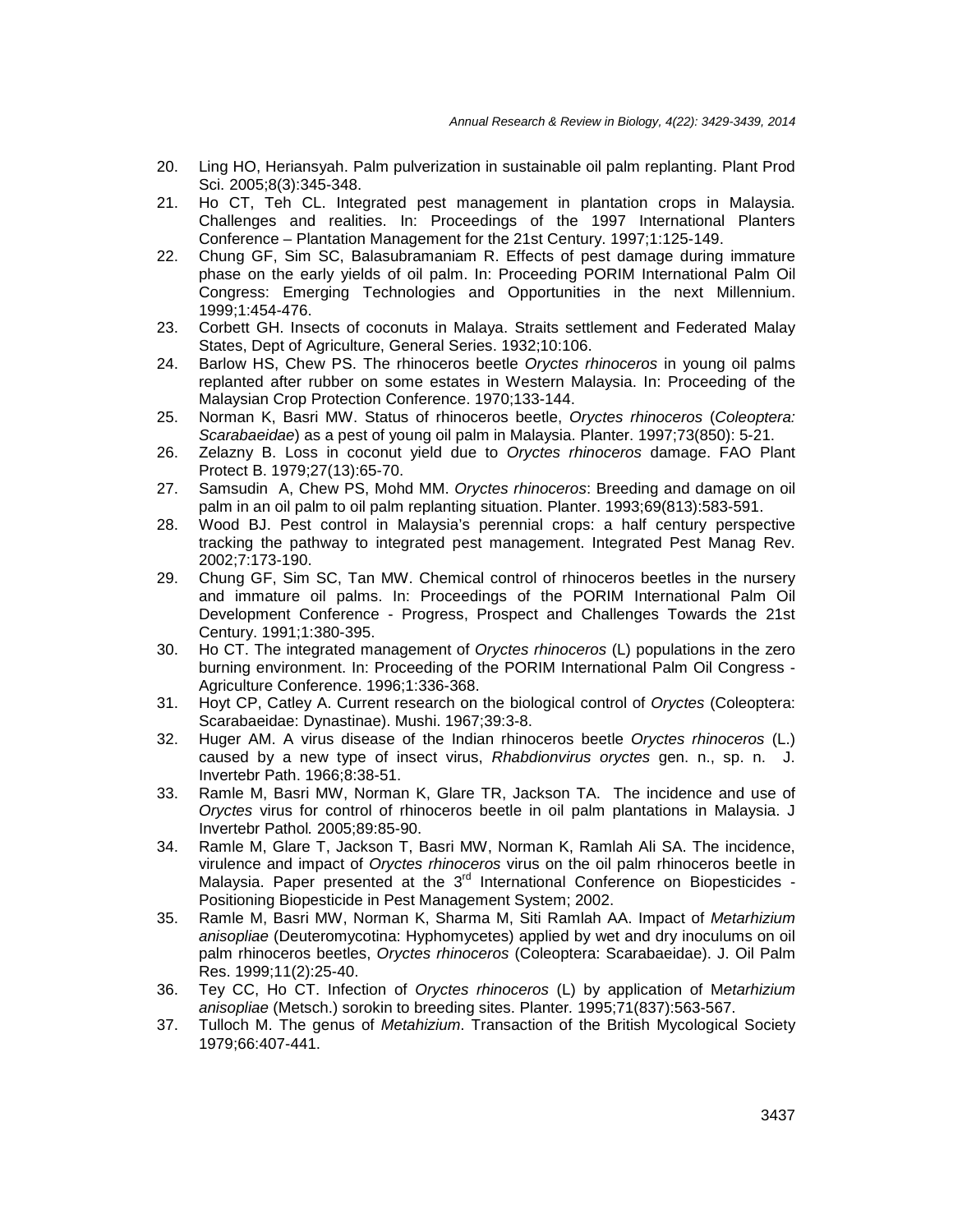20. Ling HO, Heriansyah. Palm pulverization in sustainable oil palm replanting. Plant Prod Sci. 2005;8(3):345-348.
21. Ho CT, Teh CL. Integrated pest management in plantation crops in Malaysia. Challenges and realities. In: Proceedings of the 1997 International Planters Conference – Plantation Management for the 21st Century. 1997;1:125-149.
22. Chung GF, Sim SC, Balasubramaniam R. Effects of pest damage during immature phase on the early yields of oil palm. In: Proceeding PORIM International Palm Oil Congress: Emerging Technologies and Opportunities in the next Millennium. 1999;1:454-476.
23. Corbett GH. Insects of coconuts in Malaya. Straits settlement and Federated Malay States, Dept of Agriculture, General Series. 1932;10:106.
24. Barlow HS, Chew PS. The rhinoceros beetle *Oryctes rhinoceros* in young oil palms replanted after rubber on some estates in Western Malaysia. In: Proceeding of the Malaysian Crop Protection Conference. 1970;133-144.
25. Norman K, Basri MW. Status of rhinoceros beetle, *Oryctes rhinoceros* (*Coleoptera: Scarabaeidae*) as a pest of young oil palm in Malaysia. Planter. 1997;73(850): 5-21.
26. Zelazny B. Loss in coconut yield due to *Oryctes rhinoceros* damage. FAO Plant Protect B. 1979;27(13):65-70.
27. Samsudin A, Chew PS, Mohd MM. *Oryctes rhinoceros*: Breeding and damage on oil palm in an oil palm to oil palm replanting situation. Planter. 1993;69(813):583-591.
28. Wood BJ. Pest control in Malaysia's perennial crops: a half century perspective tracking the pathway to integrated pest management. Integrated Pest Manag Rev. 2002;7:173-190.
29. Chung GF, Sim SC, Tan MW. Chemical control of rhinoceros beetles in the nursery and immature oil palms. In: Proceedings of the PORIM International Palm Oil Development Conference - Progress, Prospect and Challenges Towards the 21st Century. 1991;1:380-395.
30. Ho CT. The integrated management of *Oryctes rhinoceros* (L) populations in the zero burning environment. In: Proceeding of the PORIM International Palm Oil Congress - Agriculture Conference. 1996;1:336-368.
31. Hoyt CP, Catley A. Current research on the biological control of *Oryctes* (Coleoptera: Scarabaeidae: Dynastinae). Mushi. 1967;39:3-8.
32. Huger AM. A virus disease of the Indian rhinoceros beetle *Oryctes rhinoceros* (L.) caused by a new type of insect virus, *Rhabdionvirus oryctes* gen. n., sp. n. J. Invertebr Path. 1966;8:38-51.
33. Ramle M, Basri MW, Norman K, Glare TR, Jackson TA. The incidence and use of *Oryctes* virus for control of rhinoceros beetle in oil palm plantations in Malaysia. J Invertebr Pathol*.* 2005;89:85-90.
34. Ramle M, Glare T, Jackson T, Basri MW, Norman K, Ramlah Ali SA. The incidence, virulence and impact of *Oryctes rhinoceros* virus on the oil palm rhinoceros beetle in Malaysia. Paper presented at the 3rd International Conference on Biopesticides - Positioning Biopesticide in Pest Management System; 2002.
35. Ramle M, Basri MW, Norman K, Sharma M, Siti Ramlah AA. Impact of *Metarhizium anisopliae* (Deuteromycotina: Hyphomycetes) applied by wet and dry inoculums on oil palm rhinoceros beetles, *Oryctes rhinoceros* (Coleoptera: Scarabaeidae). J. Oil Palm Res. 1999;11(2):25-40.
36. Tey CC, Ho CT. Infection of *Oryctes rhinoceros* (L) by application of M*etarhizium anisopliae* (Metsch.) sorokin to breeding sites. Planter*.* 1995;71(837):563-567.
37. Tulloch M. The genus of *Metahizium*. Transaction of the British Mycological Society 1979;66:407-441.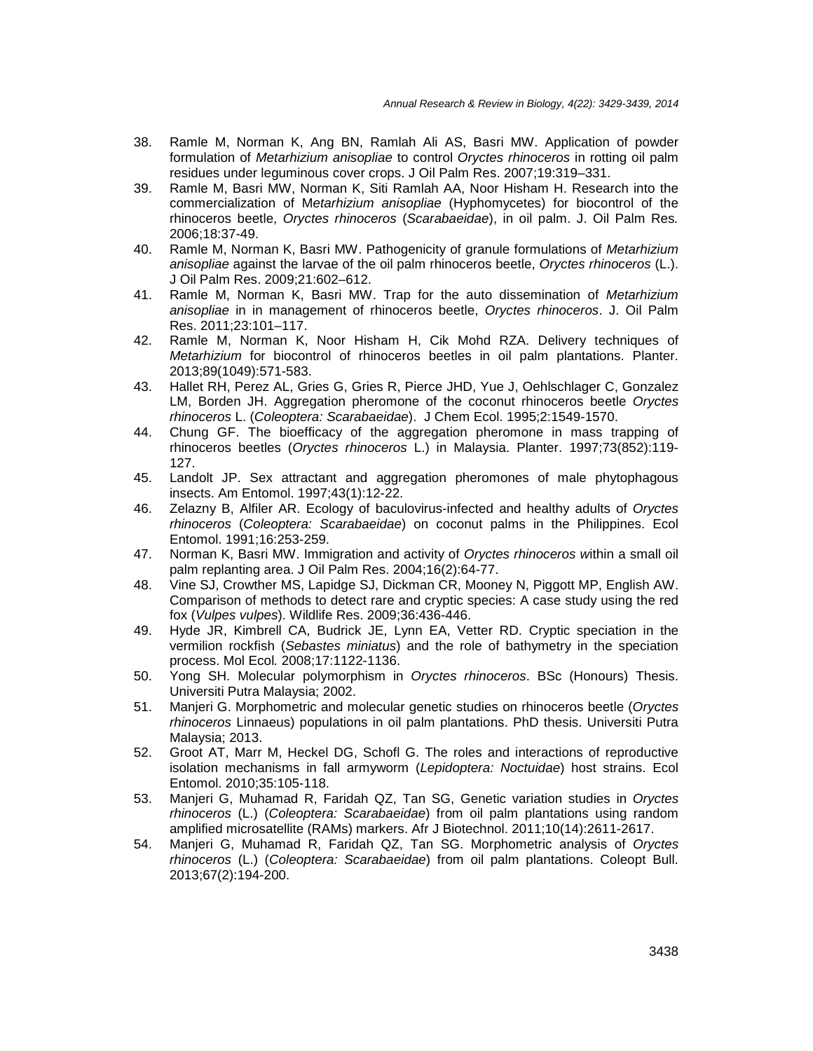38. Ramle M, Norman K, Ang BN, Ramlah Ali AS, Basri MW. Application of powder formulation of *Metarhizium anisopliae* to control *Oryctes rhinoceros* in rotting oil palm residues under leguminous cover crops. J Oil Palm Res. 2007;19:319–331.
39. Ramle M, Basri MW, Norman K, Siti Ramlah AA, Noor Hisham H. Research into the commercialization of M*etarhizium anisopliae* (Hyphomycetes) for biocontrol of the rhinoceros beetle, *Oryctes rhinoceros* (*Scarabaeidae*), in oil palm. J. Oil Palm Res*.* 2006;18:37-49.
40. Ramle M, Norman K, Basri MW. Pathogenicity of granule formulations of *Metarhizium anisopliae* against the larvae of the oil palm rhinoceros beetle, *Oryctes rhinoceros* (L.). J Oil Palm Res. 2009;21:602–612.
41. Ramle M, Norman K, Basri MW. Trap for the auto dissemination of *Metarhizium anisopliae* in in management of rhinoceros beetle, *Oryctes rhinoceros*. J. Oil Palm Res. 2011;23:101–117.
42. Ramle M, Norman K, Noor Hisham H, Cik Mohd RZA. Delivery techniques of *Metarhizium* for biocontrol of rhinoceros beetles in oil palm plantations. Planter. 2013;89(1049):571-583.
43. Hallet RH, Perez AL, Gries G, Gries R, Pierce JHD, Yue J, Oehlschlager C, Gonzalez LM, Borden JH. Aggregation pheromone of the coconut rhinoceros beetle *Oryctes rhinoceros* L. (*Coleoptera: Scarabaeidae*). J Chem Ecol. 1995;2:1549-1570.
44. Chung GF. The bioefficacy of the aggregation pheromone in mass trapping of rhinoceros beetles (*Oryctes rhinoceros* L.) in Malaysia. Planter. 1997;73(852):119-127.
45. Landolt JP. Sex attractant and aggregation pheromones of male phytophagous insects. Am Entomol. 1997;43(1):12-22.
46. Zelazny B, Alfiler AR. Ecology of baculovirus-infected and healthy adults of *Oryctes rhinoceros* (*Coleoptera: Scarabaeidae*) on coconut palms in the Philippines. Ecol Entomol. 1991;16:253-259.
47. Norman K, Basri MW. Immigration and activity of *Oryctes rhinoceros w*ithin a small oil palm replanting area. J Oil Palm Res. 2004;16(2):64-77.
48. Vine SJ, Crowther MS, Lapidge SJ, Dickman CR, Mooney N, Piggott MP, English AW. Comparison of methods to detect rare and cryptic species: A case study using the red fox (*Vulpes vulpes*). Wildlife Res. 2009;36:436-446.
49. Hyde JR, Kimbrell CA, Budrick JE, Lynn EA, Vetter RD. Cryptic speciation in the vermilion rockfish (*Sebastes miniatus*) and the role of bathymetry in the speciation process. Mol Ecol*.* 2008;17:1122-1136.
50. Yong SH. Molecular polymorphism in *Oryctes rhinoceros*. BSc (Honours) Thesis. Universiti Putra Malaysia; 2002.
51. Manjeri G. Morphometric and molecular genetic studies on rhinoceros beetle (*Oryctes rhinoceros* Linnaeus) populations in oil palm plantations. PhD thesis. Universiti Putra Malaysia; 2013.
52. Groot AT, Marr M, Heckel DG, Schofl G. The roles and interactions of reproductive isolation mechanisms in fall armyworm (*Lepidoptera: Noctuidae*) host strains. Ecol Entomol. 2010;35:105-118.
53. Manjeri G, Muhamad R, Faridah QZ, Tan SG, Genetic variation studies in *Oryctes rhinoceros* (L.) (*Coleoptera: Scarabaeidae*) from oil palm plantations using random amplified microsatellite (RAMs) markers. Afr J Biotechnol. 2011;10(14):2611-2617.
54. Manjeri G, Muhamad R, Faridah QZ, Tan SG. Morphometric analysis of *Oryctes rhinoceros* (L.) (*Coleoptera: Scarabaeidae*) from oil palm plantations. Coleopt Bull. 2013;67(2):194-200.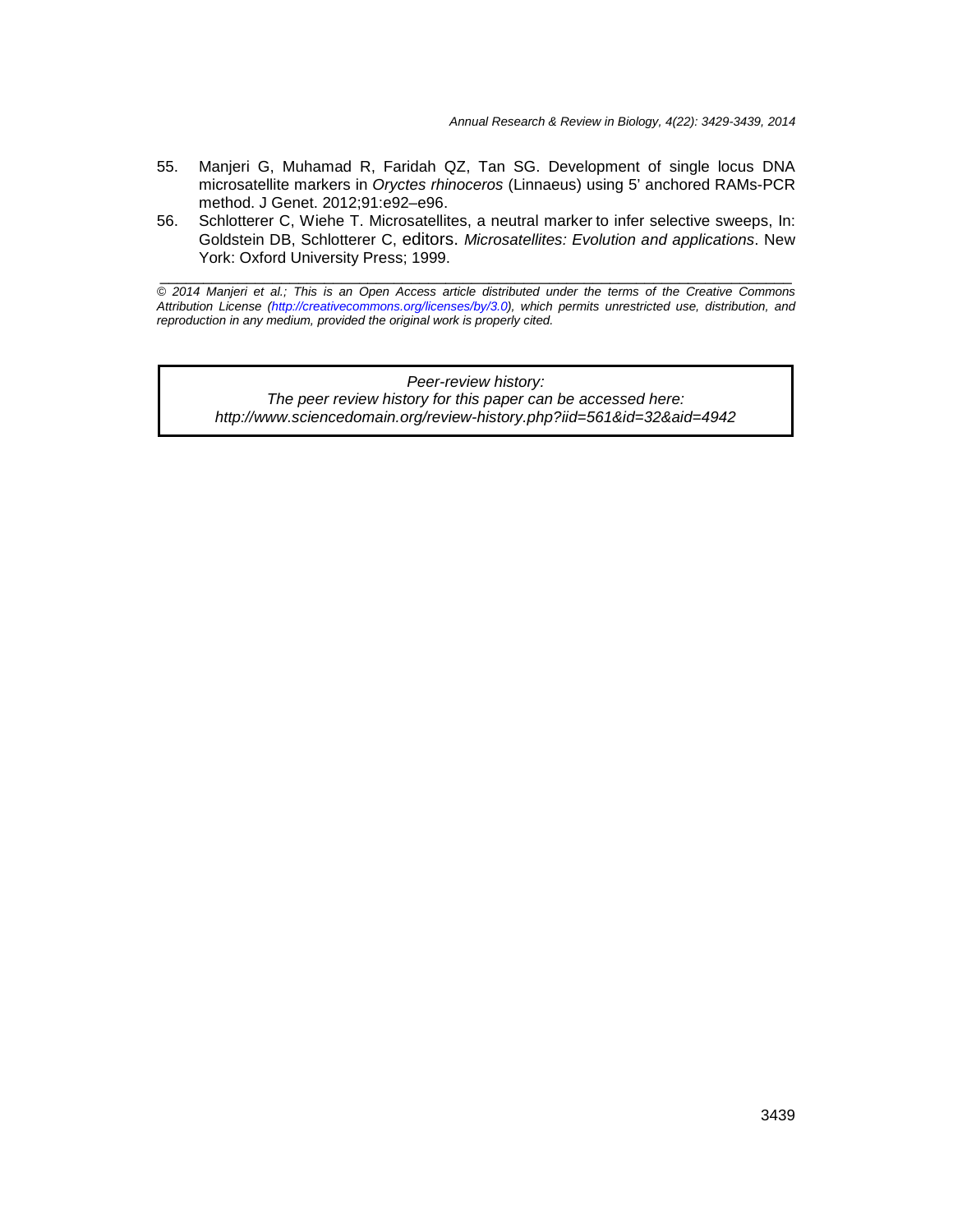55. Manjeri G, Muhamad R, Faridah QZ, Tan SG. Development of single locus DNA microsatellite markers in *Oryctes rhinoceros* (Linnaeus) using 5' anchored RAMs-PCR method. J Genet. 2012;91:e92–e96.
56. Schlotterer C, Wiehe T. Microsatellites, a neutral marker to infer selective sweeps, In: Goldstein DB, Schlotterer C, editors. *Microsatellites: Evolution and applications*. New York: Oxford University Press; 1999.

---

*© 2014 Manjeri et al.; This is an Open Access article distributed under the terms of the Creative Commons Attribution License (http://creativecommons.org/licenses/by/3.0), which permits unrestricted use, distribution, and reproduction in any medium, provided the original work is properly cited.*

*Peer-review history:*
*The peer review history for this paper can be accessed here:*
*http://www.sciencedomain.org/review-history.php?iid=561&id=32&aid=4942*